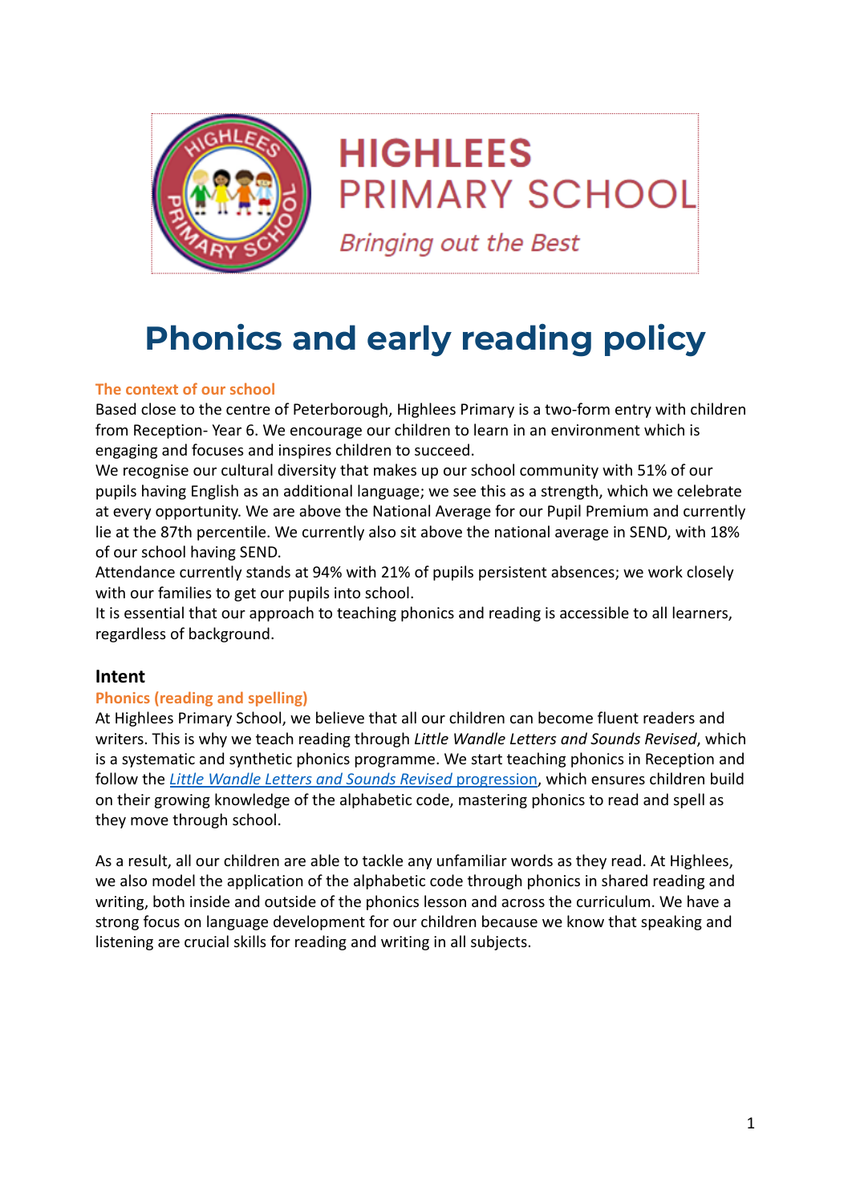HIGHLEES PRIMARY SCHOOL

*Bringing out the Best*

# Phonics and early reading policy

### The context of our school

Based close to the centre of Peterborough, Highlees Primary is a two-form entry with children from Reception- Year 6. We encourage our children to learn in an environment which is engaging and focuses and inspires children to succeed.

We recognise our cultural diversity that makes up our school community with 51% of our pupils having English as an additional language; we see this as a strength, which we celebrate at every opportunity. We are above the National Average for our Pupil Premium and currently lie at the 87th percentile. We currently also sit above the national average in SEND, with 18% of our school having SEND.

Attendance currently stands at 94% with 21% of pupils persistent absences; we work closely with our families to get our pupils into school.

It is essential that our approach to teaching phonics and reading is accessible to all learners, regardless of background.

## Intent

### Phonics (reading and spelling)

At Highlees Primary School, we believe that all our children can become fluent readers and writers. This is why we teach reading through *Little Wandle Letters and Sounds Revised*, which is a systematic and synthetic phonics programme. We start teaching phonics in Reception and follow the *Little Wandle Letters and Sounds Revised* progression, which ensures children build on their growing knowledge of the alphabetic code, mastering phonics to read and spell as they move through school.

As a result, all our children are able to tackle any unfamiliar words as they read. At Highlees, we also model the application of the alphabetic code through phonics in shared reading and writing, both inside and outside of the phonics lesson and across the curriculum. We have a strong focus on language development for our children because we know that speaking and listening are crucial skills for reading and writing in all subjects.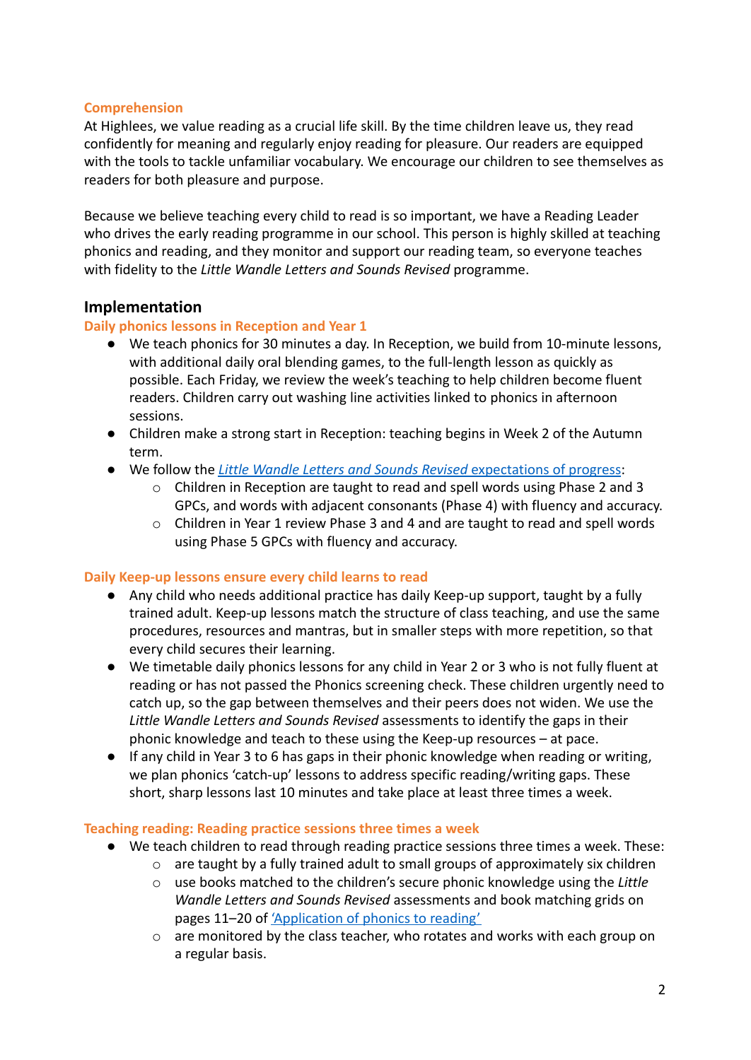### Comprehension

At Highlees, we value reading as a crucial life skill. By the time children leave us, they read confidently for meaning and regularly enjoy reading for pleasure. Our readers are equipped with the tools to tackle unfamiliar vocabulary. We encourage our children to see themselves as readers for both pleasure and purpose.

Because we believe teaching every child to read is so important, we have a Reading Leader who drives the early reading programme in our school. This person is highly skilled at teaching phonics and reading, and they monitor and support our reading team, so everyone teaches with fidelity to the *Little Wandle Letters and Sounds Revised* programme.

## Implementation

### Daily phonics lessons in Reception and Year 1

- We teach phonics for 30 minutes a day. In Reception, we build from 10-minute lessons, with additional daily oral blending games, to the full-length lesson as quickly as possible. Each Friday, we review the week's teaching to help children become fluent readers. Children carry out washing line activities linked to phonics in afternoon sessions.
- Children make a strong start in Reception: teaching begins in Week 2 of the Autumn term.
- We follow the [*Little Wandle Letters and Sounds Revised* expectations of progress]():
  - Children in Reception are taught to read and spell words using Phase 2 and 3 GPCs, and words with adjacent consonants (Phase 4) with fluency and accuracy.
  - Children in Year 1 review Phase 3 and 4 and are taught to read and spell words using Phase 5 GPCs with fluency and accuracy.

### Daily Keep-up lessons ensure every child learns to read

- Any child who needs additional practice has daily Keep-up support, taught by a fully trained adult. Keep-up lessons match the structure of class teaching, and use the same procedures, resources and mantras, but in smaller steps with more repetition, so that every child secures their learning.
- We timetable daily phonics lessons for any child in Year 2 or 3 who is not fully fluent at reading or has not passed the Phonics screening check. These children urgently need to catch up, so the gap between themselves and their peers does not widen. We use the *Little Wandle Letters and Sounds Revised* assessments to identify the gaps in their phonic knowledge and teach to these using the Keep-up resources – at pace.
- If any child in Year 3 to 6 has gaps in their phonic knowledge when reading or writing, we plan phonics 'catch-up' lessons to address specific reading/writing gaps. These short, sharp lessons last 10 minutes and take place at least three times a week.

### Teaching reading: Reading practice sessions three times a week

- We teach children to read through reading practice sessions three times a week. These:
  - are taught by a fully trained adult to small groups of approximately six children
  - use books matched to the children's secure phonic knowledge using the *Little Wandle Letters and Sounds Revised* assessments and book matching grids on pages 11–20 of ['Application of phonics to reading']()
  - are monitored by the class teacher, who rotates and works with each group on a regular basis.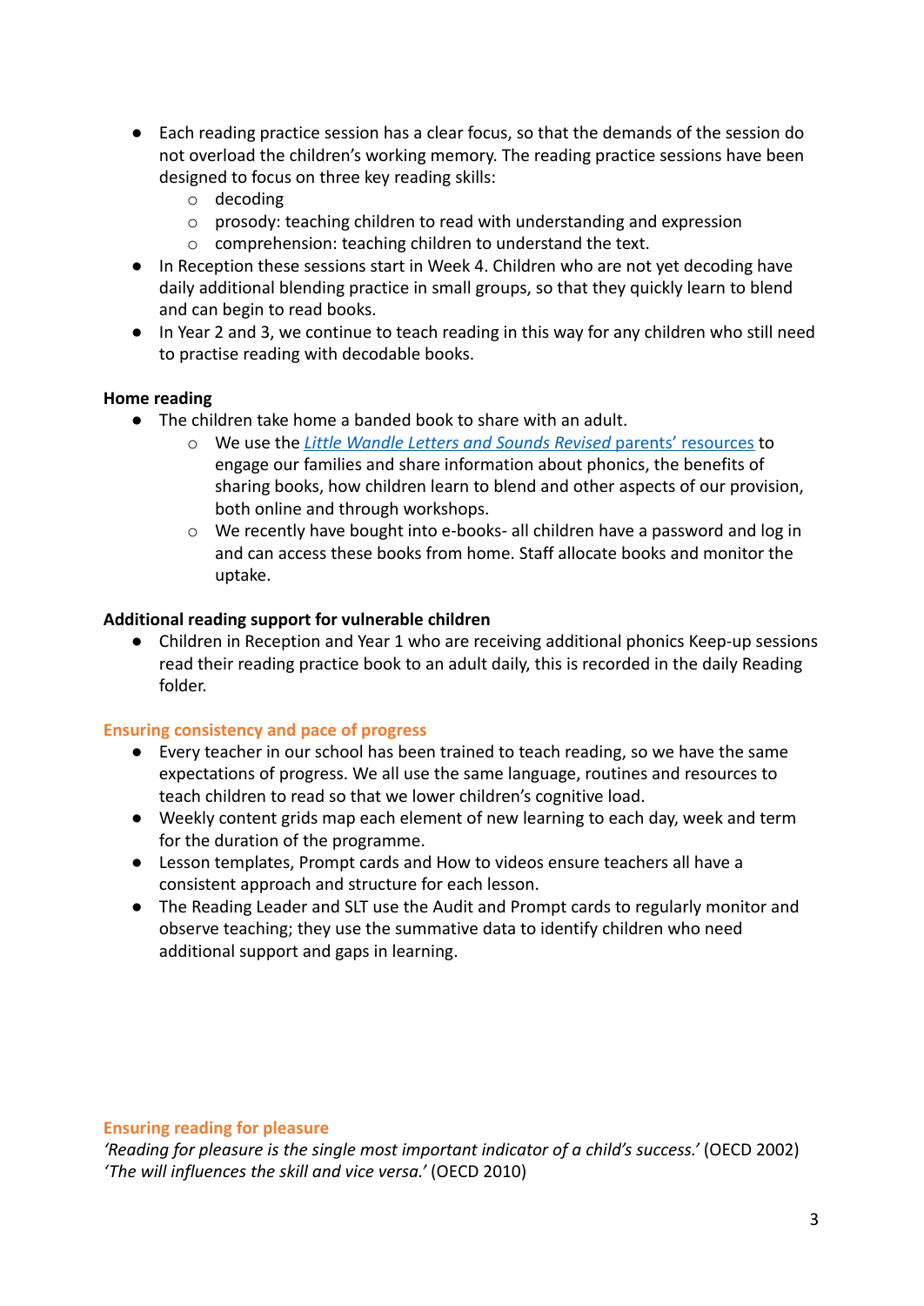- Each reading practice session has a clear focus, so that the demands of the session do not overload the children's working memory. The reading practice sessions have been designed to focus on three key reading skills:
    - decoding
    - prosody: teaching children to read with understanding and expression
    - comprehension: teaching children to understand the text.
- In Reception these sessions start in Week 4. Children who are not yet decoding have daily additional blending practice in small groups, so that they quickly learn to blend and can begin to read books.
- In Year 2 and 3, we continue to teach reading in this way for any children who still need to practise reading with decodable books.

**Home reading**

- The children take home a banded book to share with an adult.
    - We use the *Little Wandle Letters and Sounds Revised* parents' resources to engage our families and share information about phonics, the benefits of sharing books, how children learn to blend and other aspects of our provision, both online and through workshops.
    - We recently have bought into e-books- all children have a password and log in and can access these books from home. Staff allocate books and monitor the uptake.

**Additional reading support for vulnerable children**

- Children in Reception and Year 1 who are receiving additional phonics Keep-up sessions read their reading practice book to an adult daily, this is recorded in the daily Reading folder.

## Ensuring consistency and pace of progress

- Every teacher in our school has been trained to teach reading, so we have the same expectations of progress. We all use the same language, routines and resources to teach children to read so that we lower children's cognitive load.
- Weekly content grids map each element of new learning to each day, week and term for the duration of the programme.
- Lesson templates, Prompt cards and How to videos ensure teachers all have a consistent approach and structure for each lesson.
- The Reading Leader and SLT use the Audit and Prompt cards to regularly monitor and observe teaching; they use the summative data to identify children who need additional support and gaps in learning.

## Ensuring reading for pleasure

*'Reading for pleasure is the single most important indicator of a child's success.'* (OECD 2002)
*'The will influences the skill and vice versa.'* (OECD 2010)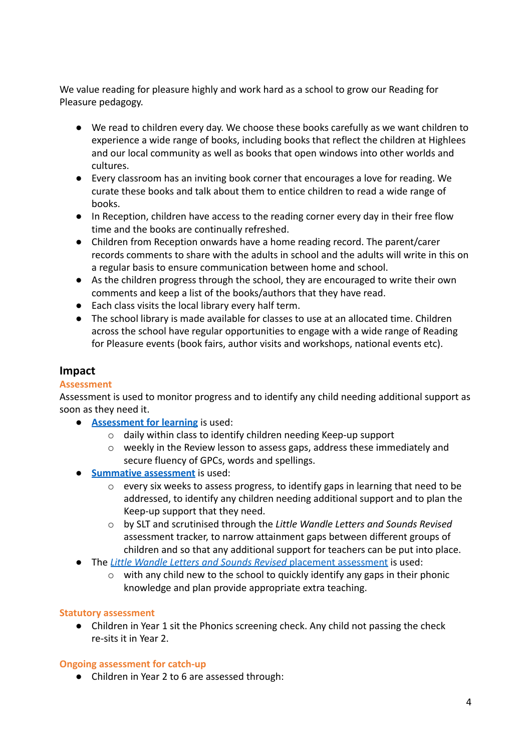We value reading for pleasure highly and work hard as a school to grow our Reading for Pleasure pedagogy.

- We read to children every day. We choose these books carefully as we want children to experience a wide range of books, including books that reflect the children at Highlees and our local community as well as books that open windows into other worlds and cultures.
- Every classroom has an inviting book corner that encourages a love for reading. We curate these books and talk about them to entice children to read a wide range of books.
- In Reception, children have access to the reading corner every day in their free flow time and the books are continually refreshed.
- Children from Reception onwards have a home reading record. The parent/carer records comments to share with the adults in school and the adults will write in this on a regular basis to ensure communication between home and school.
- As the children progress through the school, they are encouraged to write their own comments and keep a list of the books/authors that they have read.
- Each class visits the local library every half term.
- The school library is made available for classes to use at an allocated time. Children across the school have regular opportunities to engage with a wide range of Reading for Pleasure events (book fairs, author visits and workshops, national events etc).

## Impact

### Assessment

Assessment is used to monitor progress and to identify any child needing additional support as soon as they need it.

- **Assessment for learning** is used:
  - daily within class to identify children needing Keep-up support
  - weekly in the Review lesson to assess gaps, address these immediately and secure fluency of GPCs, words and spellings.
- **Summative assessment** is used:
  - every six weeks to assess progress, to identify gaps in learning that need to be addressed, to identify any children needing additional support and to plan the Keep-up support that they need.
  - by SLT and scrutinised through the *Little Wandle Letters and Sounds Revised* assessment tracker, to narrow attainment gaps between different groups of children and so that any additional support for teachers can be put into place.
- The *Little Wandle Letters and Sounds Revised* placement assessment is used:
  - with any child new to the school to quickly identify any gaps in their phonic knowledge and plan provide appropriate extra teaching.

### Statutory assessment

- Children in Year 1 sit the Phonics screening check. Any child not passing the check re-sits it in Year 2.

### Ongoing assessment for catch-up

- Children in Year 2 to 6 are assessed through: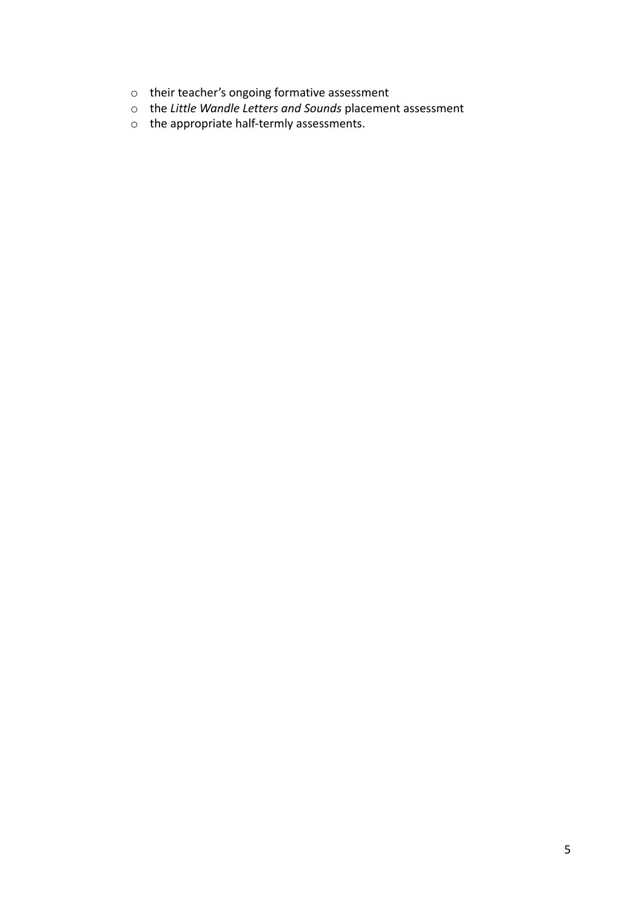- their teacher's ongoing formative assessment
- the *Little Wandle Letters and Sounds* placement assessment
- the appropriate half-termly assessments.